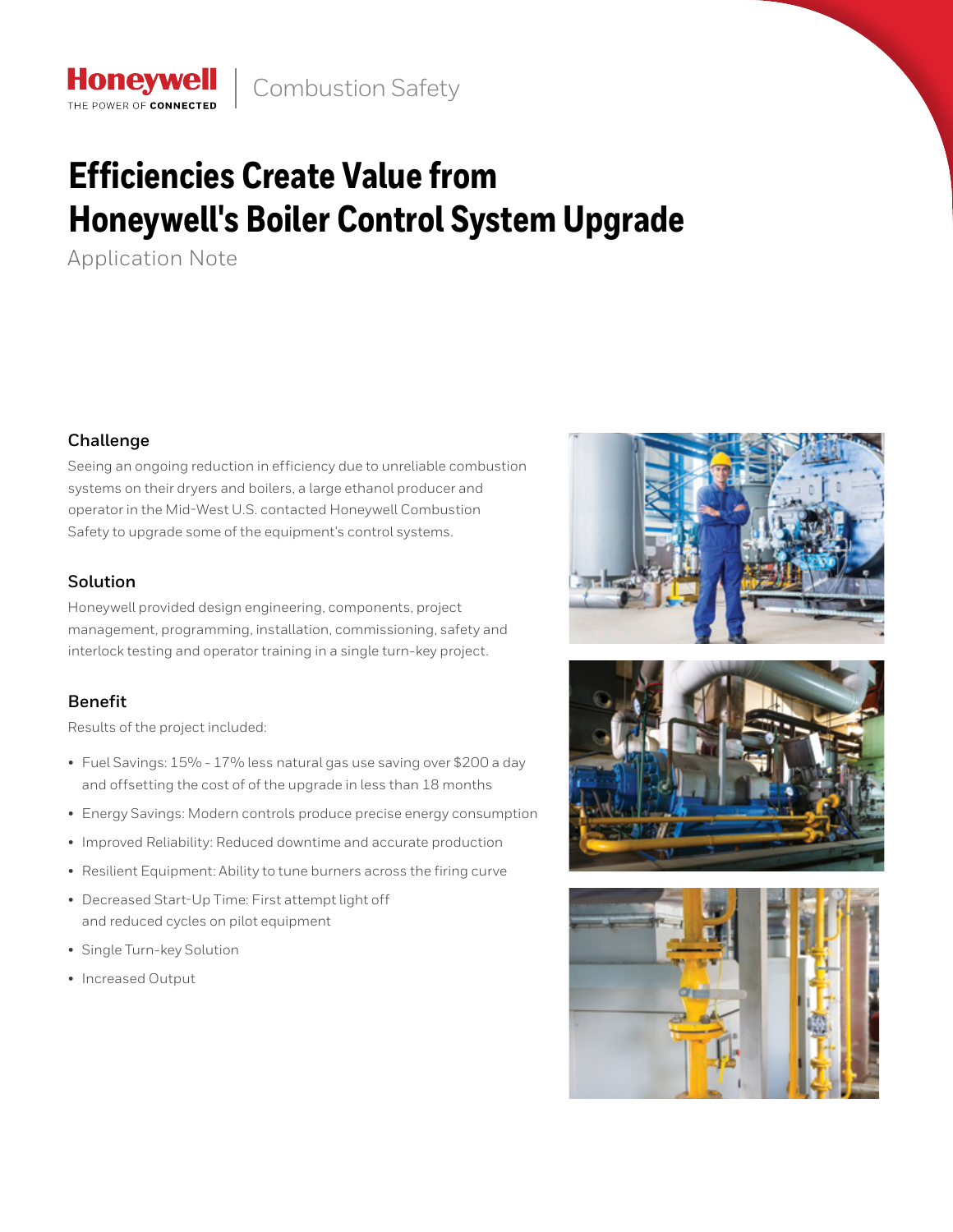Honeywell | Combustion Safety

# Efficiencies Create Value from Honeywell's Boiler Control System Upgrade

Application Note

### Challenge

Seeing an ongoing reduction in efficiency due to unreliable combustion systems on their dryers and boilers, a large ethanol producer and operator in the Mid-West U.S. contacted Honeywell Combustion Safety to upgrade some of the equipment's control systems.

### Solution

Honeywell provided design engineering, components, project management, programming, installation, commissioning, safety and interlock testing and operator training in a single turn-key project.

### Benefit

Results of the project included:

- Fuel Savings: 15% - 17% less natural gas use saving over $200 a day and offsetting the cost of of the upgrade in less than 18 months
- Energy Savings: Modern controls produce precise energy consumption
- Improved Reliability: Reduced downtime and accurate production
- Resilient Equipment: Ability to tune burners across the firing curve
- Decreased Start-Up Time: First attempt light off and reduced cycles on pilot equipment
- Single Turn-key Solution
- Increased Output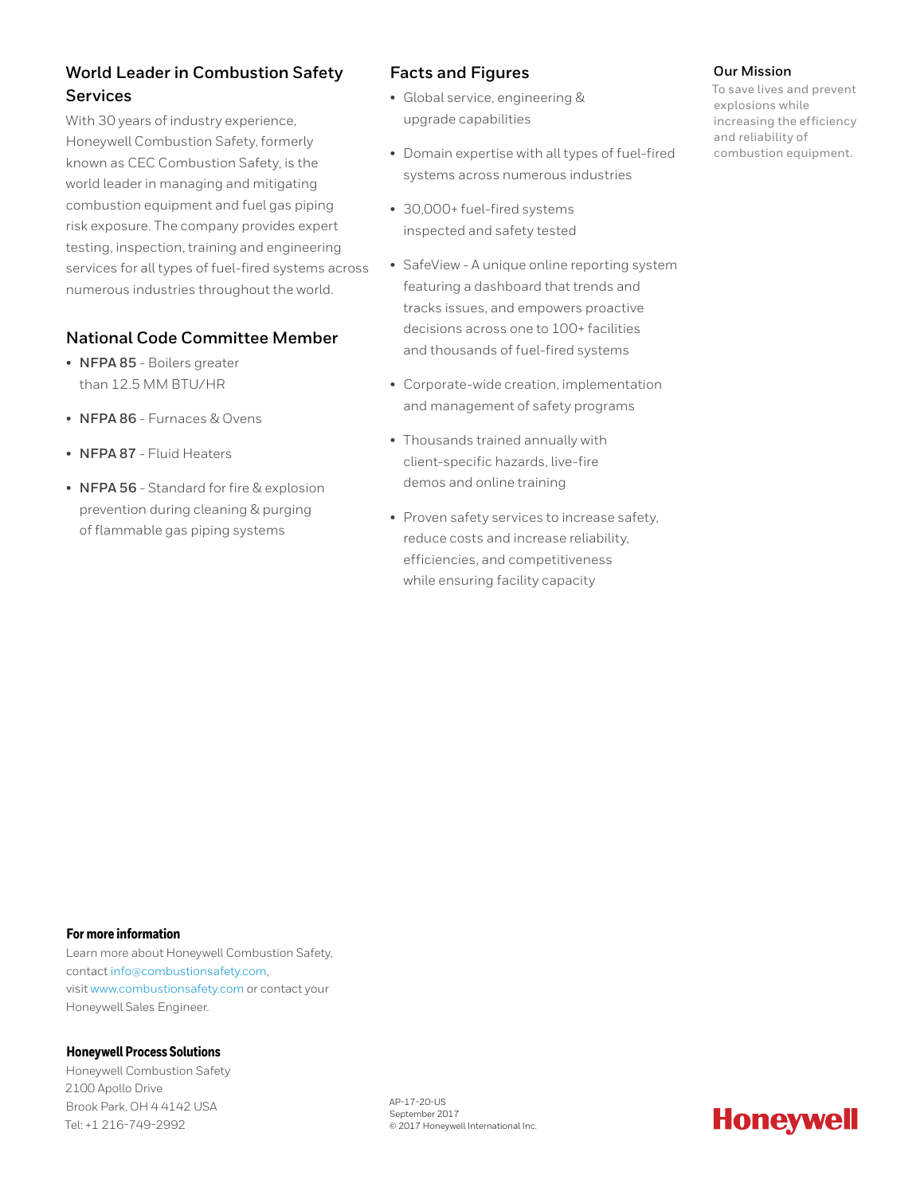## World Leader in Combustion Safety Services

With 30 years of industry experience, Honeywell Combustion Safety, formerly known as CEC Combustion Safety, is the world leader in managing and mitigating combustion equipment and fuel gas piping risk exposure. The company provides expert testing, inspection, training and engineering services for all types of fuel-fired systems across numerous industries throughout the world.

## National Code Committee Member

- **NFPA 85** - Boilers greater than 12.5 MM BTU/HR
- **NFPA 86** - Furnaces & Ovens
- **NFPA 87** - Fluid Heaters
- **NFPA 56** - Standard for fire & explosion prevention during cleaning & purging of flammable gas piping systems

## Facts and Figures

- Global service, engineering & upgrade capabilities
- Domain expertise with all types of fuel-fired systems across numerous industries
- 30,000+ fuel-fired systems inspected and safety tested
- SafeView - A unique online reporting system featuring a dashboard that trends and tracks issues, and empowers proactive decisions across one to 100+ facilities and thousands of fuel-fired systems
- Corporate-wide creation, implementation and management of safety programs
- Thousands trained annually with client-specific hazards, live-fire demos and online training
- Proven safety services to increase safety, reduce costs and increase reliability, efficiencies, and competitiveness while ensuring facility capacity

### Our Mission

To save lives and prevent explosions while increasing the efficiency and reliability of combustion equipment.

**For more information**

Learn more about Honeywell Combustion Safety, contact info@combustionsafety.com, visit www.combustionsafety.com or contact your Honeywell Sales Engineer.

**Honeywell Process Solutions**

Honeywell Combustion Safety
2100 Apollo Drive
Brook Park, OH 4 4142 USA
Tel: +1 216-749-2992

AP-17-20-US
September 2017
© 2017 Honeywell International Inc.

Honeywell